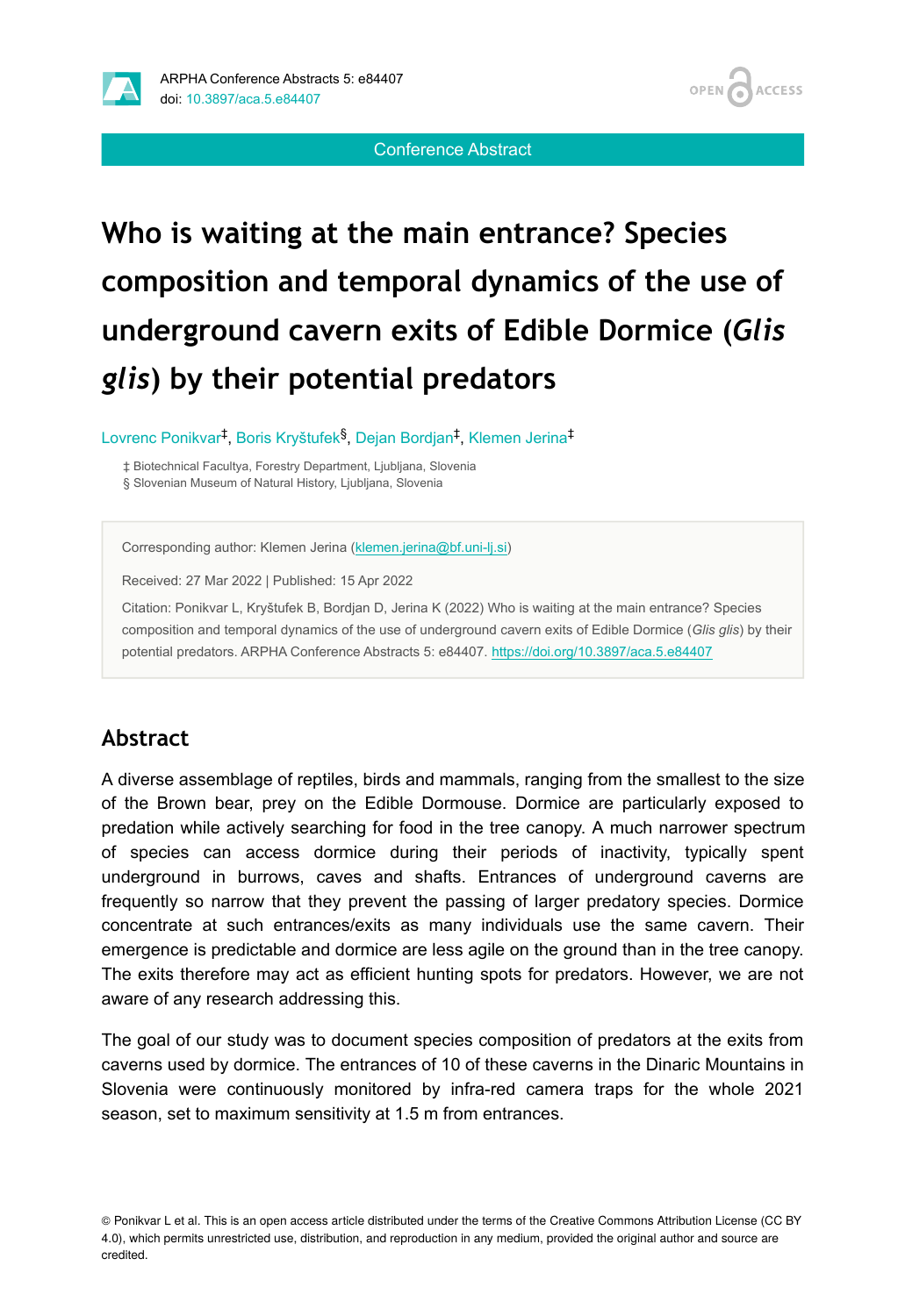Conference Abstract

# Who is waiting at the main entrance? Species composition and temporal dynamics of the use of underground cavern exits of Edible Dormice (*Glis glis*) by their potential predators

Lovrenc Ponikvar[‡], Boris Kryštufek[§], Dejan Bordjan[‡], Klemen Jerina[‡]

‡ Biotechnical Facultya, Forestry Department, Ljubljana, Slovenia
§ Slovenian Museum of Natural History, Ljubljana, Slovenia

Corresponding author: Klemen Jerina (klemen.jerina@bf.uni-lj.si)

Received: 27 Mar 2022 | Published: 15 Apr 2022

Citation: Ponikvar L, Kryštufek B, Bordjan D, Jerina K (2022) Who is waiting at the main entrance? Species composition and temporal dynamics of the use of underground cavern exits of Edible Dormice (*Glis glis*) by their potential predators. ARPHA Conference Abstracts 5: e84407. https://doi.org/10.3897/aca.5.e84407

## Abstract

A diverse assemblage of reptiles, birds and mammals, ranging from the smallest to the size of the Brown bear, prey on the Edible Dormouse. Dormice are particularly exposed to predation while actively searching for food in the tree canopy. A much narrower spectrum of species can access dormice during their periods of inactivity, typically spent underground in burrows, caves and shafts. Entrances of underground caverns are frequently so narrow that they prevent the passing of larger predatory species. Dormice concentrate at such entrances/exits as many individuals use the same cavern. Their emergence is predictable and dormice are less agile on the ground than in the tree canopy. The exits therefore may act as efficient hunting spots for predators. However, we are not aware of any research addressing this.

The goal of our study was to document species composition of predators at the exits from caverns used by dormice. The entrances of 10 of these caverns in the Dinaric Mountains in Slovenia were continuously monitored by infra-red camera traps for the whole 2021 season, set to maximum sensitivity at 1.5 m from entrances.

© Ponikvar L et al. This is an open access article distributed under the terms of the Creative Commons Attribution License (CC BY 4.0), which permits unrestricted use, distribution, and reproduction in any medium, provided the original author and source are credited.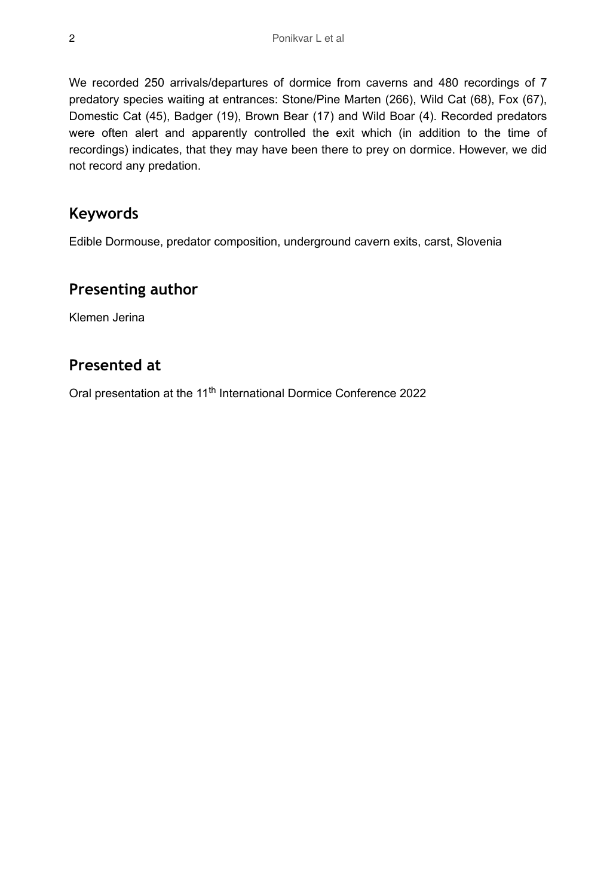We recorded 250 arrivals/departures of dormice from caverns and 480 recordings of 7 predatory species waiting at entrances: Stone/Pine Marten (266), Wild Cat (68), Fox (67), Domestic Cat (45), Badger (19), Brown Bear (17) and Wild Boar (4). Recorded predators were often alert and apparently controlled the exit which (in addition to the time of recordings) indicates, that they may have been there to prey on dormice. However, we did not record any predation.

## Keywords

Edible Dormouse, predator composition, underground cavern exits, carst, Slovenia

## Presenting author

Klemen Jerina

## Presented at

Oral presentation at the 11th International Dormice Conference 2022